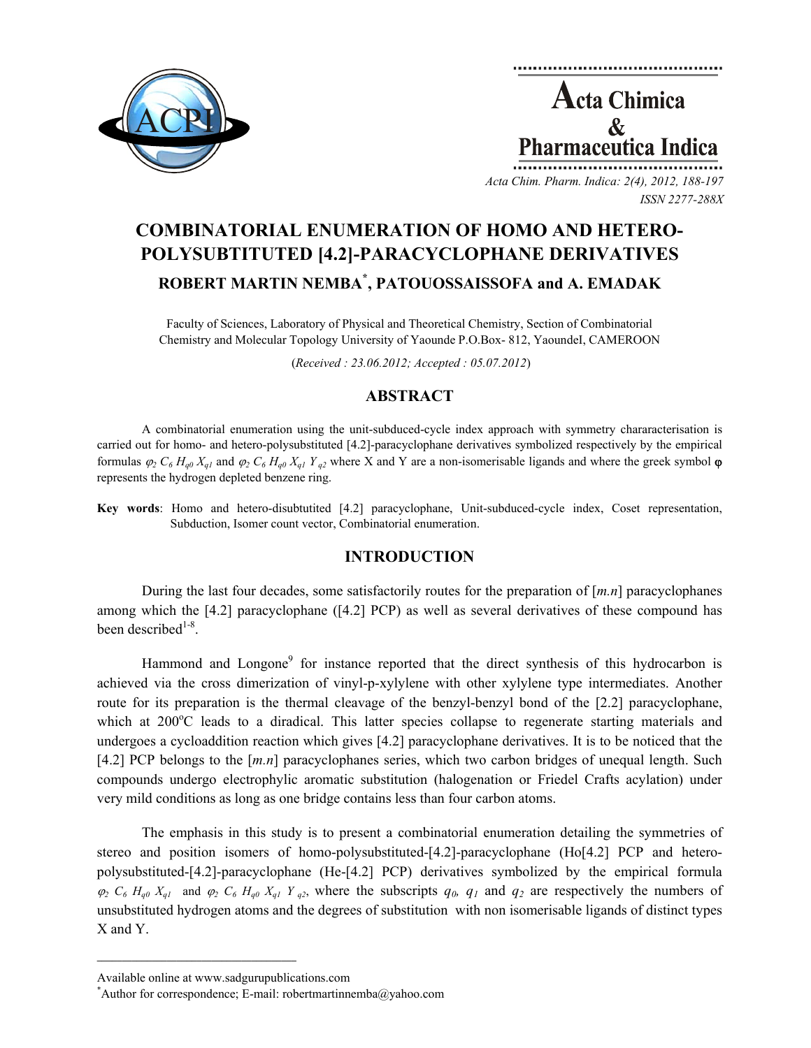# COMBINATORIAL ENUMERATION OF HOMO AND HETERO-POLYSUBTITUTED [4.2]-PARACYCLOPHANE DERIVATIVES

**ROBERT MARTIN NEMBA[*], PATOUOSSAISSOFA and A. EMADAK**

Faculty of Sciences, Laboratory of Physical and Theoretical Chemistry, Section of Combinatorial Chemistry and Molecular Topology University of Yaounde P.O.Box- 812, YaoundeI, CAMEROON

(*Received : 23.06.2012; Accepted : 05.07.2012*)

## ABSTRACT

A combinatorial enumeration using the unit-subduced-cycle index approach with symmetry chararacterisation is carried out for homo- and hetero-polysubstituted [4.2]-paracyclophane derivatives symbolized respectively by the empirical formulas $\varphi_2\ C_6\ H_{q0}\ X_{q1}$ and $\varphi_2\ C_6\ H_{q0}\ X_{q1}\ Y_{q2}$ where X and Y are a non-isomerisable ligands and where the greek symbol φ represents the hydrogen depleted benzene ring.

**Key words**: Homo and hetero-disbutituted [4.2] paracyclophane, Unit-subduced-cycle index, Coset representation, Subduction, Isomer count vector, Combinatorial enumeration.

## INTRODUCTION

During the last four decades, some satisfactorily routes for the preparation of [*m.n*] paracyclophanes among which the [4.2] paracyclophane ([4.2] PCP) as well as several derivatives of these compound has been described[1-8].

Hammond and Longone[9] for instance reported that the direct synthesis of this hydrocarbon is achieved via the cross dimerization of vinyl-p-xylylene with other xylylene type intermediates. Another route for its preparation is the thermal cleavage of the benzyl-benzyl bond of the [2.2] paracyclophane, which at 200°C leads to a diradical. This latter species collapse to regenerate starting materials and undergoes a cycloaddition reaction which gives [4.2] paracyclophane derivatives. It is to be noticed that the [4.2] PCP belongs to the [*m.n*] paracyclophanes series, which two carbon bridges of unequal length. Such compounds undergo electrophylic aromatic substitution (halogenation or Friedel Crafts acylation) under very mild conditions as long as one bridge contains less than four carbon atoms.

The emphasis in this study is to present a combinatorial enumeration detailing the symmetries of stereo and position isomers of homo-polysubstituted-[4.2]-paracyclophane (Ho[4.2] PCP and hetero-polysubstituted-[4.2]-paracyclophane (He-[4.2] PCP) derivatives symbolized by the empirical formula $\varphi_2\ C_6\ H_{q0}\ X_{q1}$ and $\varphi_2\ C_6\ H_{q0}\ X_{q1}\ Y_{q2}$, where the subscripts $q_0$, $q_1$ and $q_2$ are respectively the numbers of unsubstituted hydrogen atoms and the degrees of substitution with non isomerisable ligands of distinct types X and Y.

---

Available online at www.sadgurupublications.com

[*]Author for correspondence; E-mail: robertmartinnemba@yahoo.com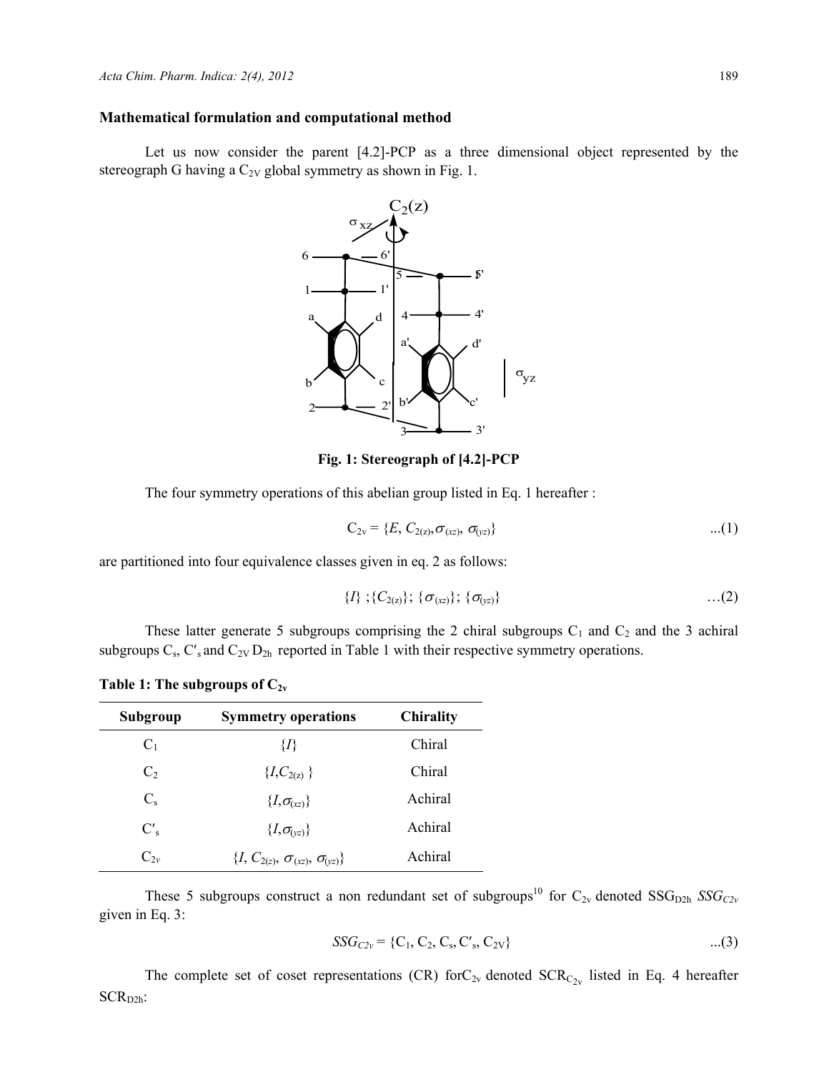### Mathematical formulation and computational method

Let us now consider the parent [4.2]-PCP as a three dimensional object represented by the stereograph G having a $C_{2V}$ global symmetry as shown in Fig. 1.

**Fig. 1: Stereograph of [4.2]-PCP**

The four symmetry operations of this abelian group listed in Eq. 1 hereafter :

$$C_{2v} = \{E, C_{2(z)}, \sigma_{(xz)}, \sigma_{(yz)}\} \quad ...(1)$$

are partitioned into four equivalence classes given in eq. 2 as follows:

$$\{I\} ; \{C_{2(z)}\}; \{\sigma_{(xz)}\}; \{\sigma_{(yz)}\} \quad ...(2)$$

These latter generate 5 subgroups comprising the 2 chiral subgroups $C_1$ and $C_2$ and the 3 achiral subgroups $C_s$, $C'_s$ and $C_{2V}$ $D_{2h}$ reported in Table 1 with their respective symmetry operations.

**Table 1: The subgroups of $C_{2v}$**

| Subgroup | Symmetry operations | Chirality |
|---|---|---|
| $C_1$ | $\{I\}$ | Chiral |
| $C_2$ | $\{I, C_{2(z)}\}$ | Chiral |
| $C_s$ | $\{I, \sigma_{(xz)}\}$ | Achiral |
| $C'_s$ | $\{I, \sigma_{(yz)}\}$ | Achiral |
| $C_{2v}$ | $\{I, C_{2(z)}, \sigma_{(xz)}, \sigma_{(yz)}\}$ | Achiral |

These 5 subgroups construct a non redundant set of subgroups[10] for $C_{2v}$ denoted $SSG_{D2h}$ $SSG_{C2v}$ given in Eq. 3:

$$SSG_{C2v} = \{C_1, C_2, C_s, C'_s, C_{2V}\} \quad ...(3)$$

The complete set of coset representations (CR) for$C_{2v}$ denoted $SCR_{C_{2v}}$ listed in Eq. 4 hereafter $SCR_{D2h}$: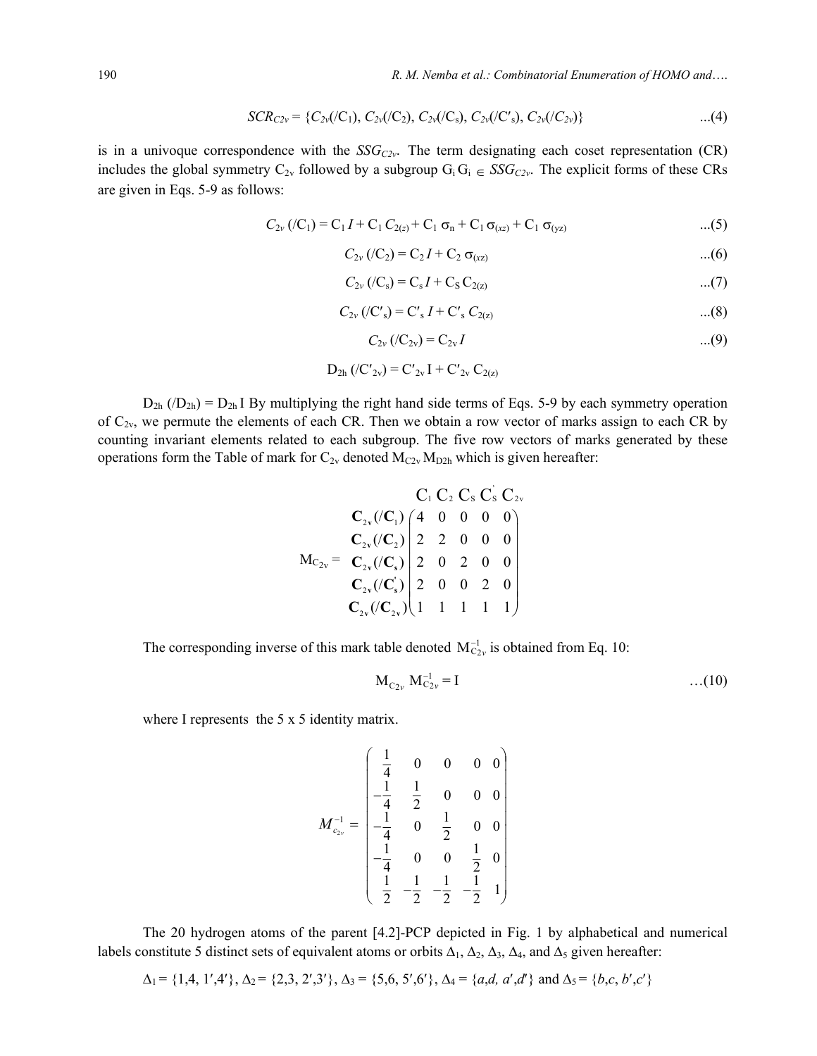$$SCR_{C2v} = \{C_{2v}(/C_1), C_{2v}(/C_2), C_{2v}(/C_s), C_{2v}(/C'_s), C_{2v}(/C_{2v})\} \quad ...(4)$$

is in a univoque correspondence with the $SSG_{C2v}$. The term designating each coset representation (CR) includes the global symmetry $C_{2v}$ followed by a subgroup $G_i$ $G_i \in SSG_{C2v}$. The explicit forms of these CRs are given in Eqs. 5-9 as follows:

$$C_{2v}(/C_1) = C_1 I + C_1 C_{2(z)} + C_1 \sigma_n + C_1 \sigma_{(xz)} + C_1 \sigma_{(yz)} \quad ...(5)$$

$$C_{2v}(/C_2) = C_2 I + C_2 \sigma_{(xz)} \quad ...(6)$$

$$C_{2v}(/C_s) = C_s I + C_S C_{2(z)} \quad ...(7)$$

$$C_{2v}(/C'_s) = C'_s I + C'_s C_{2(z)} \quad ...(8)$$

$$C_{2v}(/C_{2v}) = C_{2v} I \quad ...(9)$$

$$D_{2h}(/C'_{2v}) = C'_{2v} I + C'_{2v} C_{2(z)}$$

$D_{2h}(/D_{2h}) = D_{2h} I$ By multiplying the right hand side terms of Eqs. 5-9 by each symmetry operation of $C_{2v}$, we permute the elements of each CR. Then we obtain a row vector of marks assign to each CR by counting invariant elements related to each subgroup. The five row vectors of marks generated by these operations form the Table of mark for $C_{2v}$ denoted $M_{C2v}$ $M_{D2h}$ which is given hereafter:

$$M_{C_{2v}} = \begin{array}{c} \\ \mathbf{C_{2v}(/C_1)} \\ \mathbf{C_{2v}(/C_2)} \\ \mathbf{C_{2v}(/C_s)} \\ \mathbf{C_{2v}(/C'_s)} \\ \mathbf{C_{2v}(/C_{2v})} \end{array} \begin{array}{c} \begin{array}{ccccc} C_1 & C_2 & C_S & C'_S & C_{2v} \end{array} \\ \begin{pmatrix} 4 & 0 & 0 & 0 & 0 \\ 2 & 2 & 0 & 0 & 0 \\ 2 & 0 & 2 & 0 & 0 \\ 2 & 0 & 0 & 2 & 0 \\ 1 & 1 & 1 & 1 & 1 \end{pmatrix} \end{array}$$

The corresponding inverse of this mark table denoted $M^{-1}_{C2v}$ is obtained from Eq. 10:

$$M_{C2v} \, M^{-1}_{C2v} = I \quad ...(10)$$

where I represents the 5 x 5 identity matrix.

$$M^{-1}_{c_{2v}} = \begin{pmatrix} \frac{1}{4} & 0 & 0 & 0 & 0 \\ -\frac{1}{4} & \frac{1}{2} & 0 & 0 & 0 \\ -\frac{1}{4} & 0 & \frac{1}{2} & 0 & 0 \\ -\frac{1}{4} & 0 & 0 & \frac{1}{2} & 0 \\ \frac{1}{2} & -\frac{1}{2} & -\frac{1}{2} & -\frac{1}{2} & 1 \end{pmatrix}$$

The 20 hydrogen atoms of the parent [4.2]-PCP depicted in Fig. 1 by alphabetical and numerical labels constitute 5 distinct sets of equivalent atoms or orbits $\Delta_1$, $\Delta_2$, $\Delta_3$, $\Delta_4$, and $\Delta_5$ given hereafter:

$\Delta_1 = \{1,4, 1',4'\}$, $\Delta_2 = \{2,3, 2',3'\}$, $\Delta_3 = \{5,6, 5',6'\}$, $\Delta_4 = \{a,d, a',d'\}$ and $\Delta_5 = \{b,c, b',c'\}$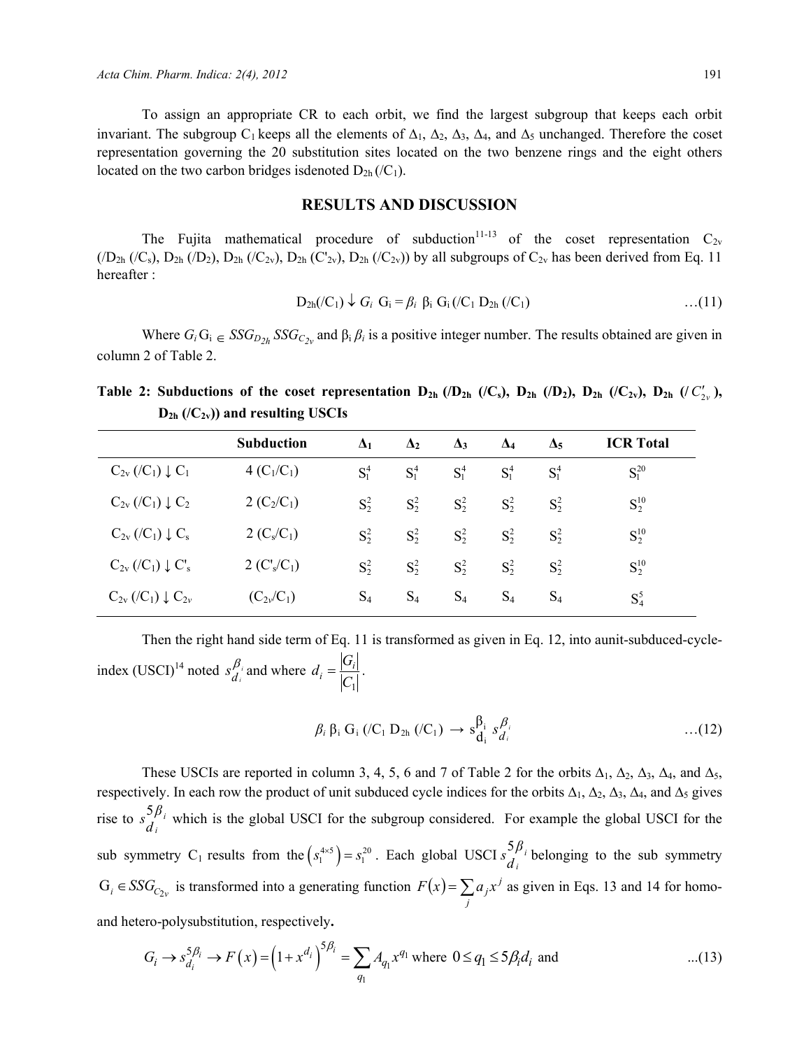To assign an appropriate CR to each orbit, we find the largest subgroup that keeps each orbit invariant. The subgroup $C_1$ keeps all the elements of $\Delta_1$, $\Delta_2$, $\Delta_3$, $\Delta_4$, and $\Delta_5$ unchanged. Therefore the coset representation governing the 20 substitution sites located on the two benzene rings and the eight others located on the two carbon bridges isdenoted $D_{2h}$ ($/C_1$).

## RESULTS AND DISCUSSION

The Fujita mathematical procedure of subduction[11-13] of the coset representation $C_{2v}$ ($/D_{2h}$ ($/C_s$), $D_{2h}$ ($/D_2$), $D_{2h}$ ($/C_{2v}$), $D_{2h}$ ($C'_{2v}$), $D_{2h}$ ($/C_{2v}$)) by all subgroups of $C_{2v}$ has been derived from Eq. 11 hereafter :

$$D_{2h}(/C_1) \downarrow G_i \ \mathrm{G_i} = \beta_i \ \beta_i \ \mathrm{G_i} \ (/C_1 \ D_{2h} \ (/C_1) \qquad \ldots(11)$$

Where $G_i$ $\mathrm{G_i} \in SSG_{D_{2h}} SSG_{C_{2v}}$ and $\beta_i$ $\beta_i$ is a positive integer number. The results obtained are given in column 2 of Table 2.

**Table 2: Subductions of the coset representation $D_{2h}$ ($/D_{2h}$ ($/C_s$), $D_{2h}$ ($/D_2$), $D_{2h}$ ($/C_{2v}$), $D_{2h}$ ($/C'_{2v}$), $D_{2h}$ ($/C_{2v}$)) and resulting USCIs**

| | Subduction | $\Delta_1$ | $\Delta_2$ | $\Delta_3$ | $\Delta_4$ | $\Delta_5$ | ICR Total |
|---|---|---|---|---|---|---|---|
| $C_{2v}$ ($/C_1$) $\downarrow$ $C_1$ | 4 ($C_1/C_1$) | $S_1^4$ | $S_1^4$ | $S_1^4$ | $S_1^4$ | $S_1^4$ | $S_1^{20}$ |
| $C_{2v}$ ($/C_1$) $\downarrow$ $C_2$ | 2 ($C_2/C_1$) | $S_2^2$ | $S_2^2$ | $S_2^2$ | $S_2^2$ | $S_2^2$ | $S_2^{10}$ |
| $C_{2v}$ ($/C_1$) $\downarrow$ $C_s$ | 2 ($C_s/C_1$) | $S_2^2$ | $S_2^2$ | $S_2^2$ | $S_2^2$ | $S_2^2$ | $S_2^{10}$ |
| $C_{2v}$ ($/C_1$) $\downarrow$ $C'_s$ | 2 ($C'_s/C_1$) | $S_2^2$ | $S_2^2$ | $S_2^2$ | $S_2^2$ | $S_2^2$ | $S_2^{10}$ |
| $C_{2v}$ ($/C_1$) $\downarrow$ $C_{2v}$ | ($C_{2v}/C_1$) | $S_4$ | $S_4$ | $S_4$ | $S_4$ | $S_4$ | $S_4^5$ |

Then the right hand side term of Eq. 11 is transformed as given in Eq. 12, into aunit-subduced-cycle-index (USCI)[14] noted $s_{d_i}^{\beta_i}$ and where $d_i = \dfrac{|G_i|}{|C_1|}$.

$$\beta_i \ \beta_i \ \mathrm{G_i} \ (/C_1 \ D_{2h} \ (/C_1) \rightarrow \mathrm{s}_{\mathrm{d_i}}^{\beta_i} \ s_{d_i}^{\beta_i} \qquad \ldots(12)$$

These USCIs are reported in column 3, 4, 5, 6 and 7 of Table 2 for the orbits $\Delta_1$, $\Delta_2$, $\Delta_3$, $\Delta_4$, and $\Delta_5$, respectively. In each row the product of unit subduced cycle indices for the orbits $\Delta_1$, $\Delta_2$, $\Delta_3$, $\Delta_4$, and $\Delta_5$ gives rise to $s_{d_i}^{5\beta_i}$ which is the global USCI for the subgroup considered. For example the global USCI for the sub symmetry $C_1$ results from the $\left(s_1^{4\times 5}\right) = s_1^{20}$. Each global USCI $s_{d_i}^{5\beta_i}$ belonging to the sub symmetry $\mathrm{G}_i \in SSG_{C_{2v}}$ is transformed into a generating function $F(x) = \sum_j a_j x^j$ as given in Eqs. 13 and 14 for homo- and hetero-polysubstitution, respectively**.**

$$G_i \rightarrow s_{d_i}^{5\beta_i} \rightarrow F(x) = \left(1 + x^{d_i}\right)^{5\beta_i} = \sum_{q_1} A_{q_1} x^{q_1} \text{ where } 0 \le q_1 \le 5\beta_i d_i \text{ and} \qquad \ldots(13)$$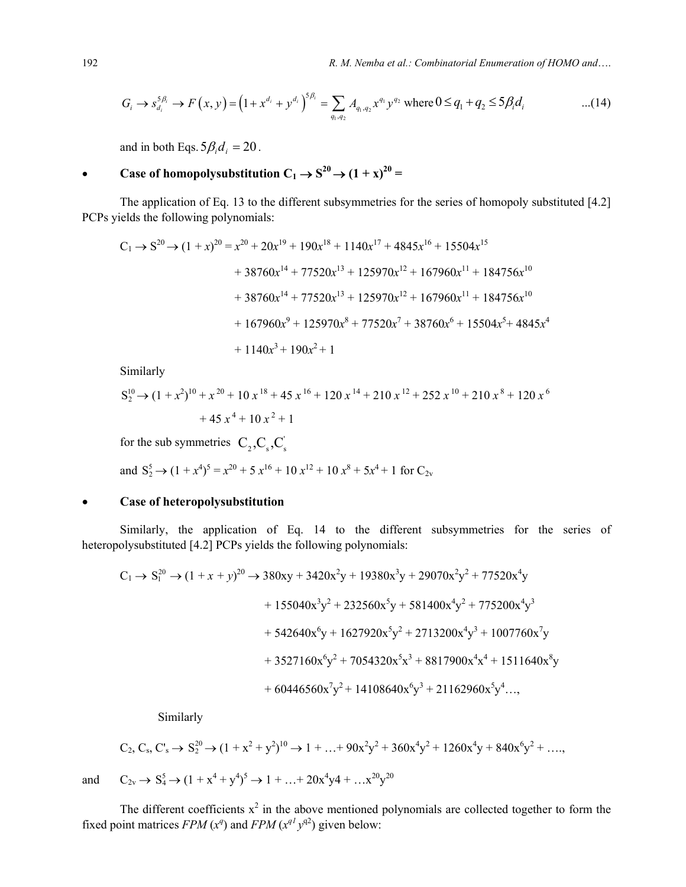$$G_i \to s_{d_i}^{5\beta_i} \to F(x,y) = \left(1 + x^{d_i} + y^{d_i}\right)^{5\beta_i} = \sum_{q_1,q_2} A_{q_1,q_2} x^{q_1} y^{q_2} \text{ where } 0 \le q_1 + q_2 \le 5\beta_i d_i \qquad ...(14)$$

and in both Eqs. $5\beta_i d_i = 20$.

- **Case of homopolysubstitution $C_1 \to S^{20} \to (1 + x)^{20} =$**

The application of Eq. 13 to the different subsymmetries for the series of homopoly substituted [4.2] PCPs yields the following polynomials:

$$\begin{aligned}
C_1 \to S^{20} \to (1+x)^{20} = {} & x^{20} + 20x^{19} + 190x^{18} + 1140x^{17} + 4845x^{16} + 15504x^{15} \\
& + 38760x^{14} + 77520x^{13} + 125970x^{12} + 167960x^{11} + 184756x^{10} \\
& + 38760x^{14} + 77520x^{13} + 125970x^{12} + 167960x^{11} + 184756x^{10} \\
& + 167960x^{9} + 125970x^{8} + 77520x^{7} + 38760x^{6} + 15504x^{5} + 4845x^{4} \\
& + 1140x^{3} + 190x^{2} + 1
\end{aligned}$$

Similarly

$$\begin{aligned}
S_2^{10} \to (1+x^2)^{10} + {} & x^{20} + 10x^{18} + 45x^{16} + 120x^{14} + 210x^{12} + 252x^{10} + 210x^{8} + 120x^{6} \\
& + 45x^{4} + 10x^{2} + 1
\end{aligned}$$

for the sub symmetries $C_2, C_s, C_s'$

and $S_2^5 \to (1 + x^4)^5 = x^{20} + 5x^{16} + 10x^{12} + 10x^8 + 5x^4 + 1$ for $C_{2v}$

- **Case of heteropolysubstitution**

Similarly, the application of Eq. 14 to the different subsymmetries for the series of heteropolysubstituted [4.2] PCPs yields the following polynomials:

$$\begin{aligned}
C_1 \to S_1^{20} \to (1+x+y)^{20} \to {} & 380xy + 3420x^2y + 19380x^3y + 29070x^2y^2 + 77520x^4y \\
& + 155040x^3y^2 + 232560x^5y + 581400x^4y^2 + 775200x^4y^3 \\
& + 542640x^6y + 1627920x^5y^2 + 2713200x^4y^3 + 1007760x^7y \\
& + 3527160x^6y^2 + 7054320x^5x^3 + 8817900x^4x^4 + 1511640x^8y \\
& + 60446560x^7y^2 + 14108640x^6y^3 + 21162960x^5y^4 \ldots,
\end{aligned}$$

Similarly

$$C_2, C_s, C'_s \to S_2^{20} \to (1 + x^2 + y^2)^{10} \to 1 + \ldots + 90x^2y^2 + 360x^4y^2 + 1260x^4y + 840x^6y^2 + \ldots,$$

and $\quad C_{2v} \to S_4^5 \to (1 + x^4 + y^4)^5 \to 1 + \ldots + 20x^4y4 + \ldots x^{20}y^{20}$

The different coefficients $x^2$ in the above mentioned polynomials are collected together to form the fixed point matrices *FPM* ($x^q$) and *FPM* ($x^{q1}y^{q2}$) given below: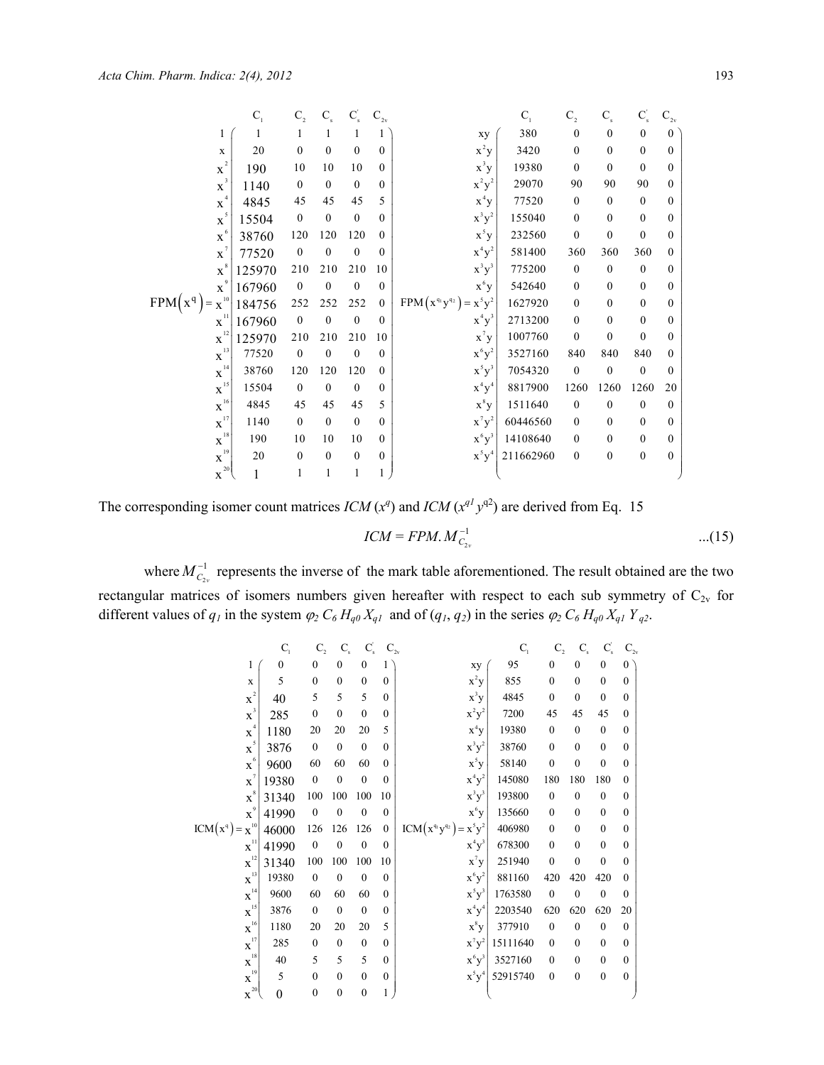$\text{FPM}(x^q)$:

| | $C_1$ | $C_2$ | $C_s$ | $C_s'$ | $C_{2v}$ |
|---|---|---|---|---|---|
| 1 | 1 | 1 | 1 | 1 | 1 |
| $x$ | 20 | 0 | 0 | 0 | 0 |
| $x^2$ | 190 | 10 | 10 | 10 | 0 |
| $x^3$ | 1140 | 0 | 0 | 0 | 0 |
| $x^4$ | 4845 | 45 | 45 | 45 | 5 |
| $x^5$ | 15504 | 0 | 0 | 0 | 0 |
| $x^6$ | 38760 | 120 | 120 | 120 | 0 |
| $x^7$ | 77520 | 0 | 0 | 0 | 0 |
| $x^8$ | 125970 | 210 | 210 | 210 | 10 |
| $x^9$ | 167960 | 0 | 0 | 0 | 0 |
| $x^{10}$ | 184756 | 252 | 252 | 252 | 0 |
| $x^{11}$ | 167960 | 0 | 0 | 0 | 0 |
| $x^{12}$ | 125970 | 210 | 210 | 210 | 10 |
| $x^{13}$ | 77520 | 0 | 0 | 0 | 0 |
| $x^{14}$ | 38760 | 120 | 120 | 120 | 0 |
| $x^{15}$ | 15504 | 0 | 0 | 0 | 0 |
| $x^{16}$ | 4845 | 45 | 45 | 45 | 5 |
| $x^{17}$ | 1140 | 0 | 0 | 0 | 0 |
| $x^{18}$ | 190 | 10 | 10 | 10 | 0 |
| $x^{19}$ | 20 | 0 | 0 | 0 | 0 |
| $x^{20}$ | 1 | 1 | 1 | 1 | 1 |

$\text{FPM}(x^{q_1}y^{q_2})$:

| | $C_1$ | $C_2$ | $C_s$ | $C_s'$ | $C_{2v}$ |
|---|---|---|---|---|---|
| $xy$ | 380 | 0 | 0 | 0 | 0 |
| $x^2y$ | 3420 | 0 | 0 | 0 | 0 |
| $x^3y$ | 19380 | 0 | 0 | 0 | 0 |
| $x^2y^2$ | 29070 | 90 | 90 | 90 | 0 |
| $x^4y$ | 77520 | 0 | 0 | 0 | 0 |
| $x^3y^2$ | 155040 | 0 | 0 | 0 | 0 |
| $x^5y$ | 232560 | 0 | 0 | 0 | 0 |
| $x^4y^2$ | 581400 | 360 | 360 | 360 | 0 |
| $x^3y^3$ | 775200 | 0 | 0 | 0 | 0 |
| $x^6y$ | 542640 | 0 | 0 | 0 | 0 |
| $x^5y^2$ | 1627920 | 0 | 0 | 0 | 0 |
| $x^4y^3$ | 2713200 | 0 | 0 | 0 | 0 |
| $x^7y$ | 1007760 | 0 | 0 | 0 | 0 |
| $x^6y^2$ | 3527160 | 840 | 840 | 840 | 0 |
| $x^5y^3$ | 7054320 | 0 | 0 | 0 | 0 |
| $x^4y^4$ | 8817900 | 1260 | 1260 | 1260 | 20 |
| $x^8y$ | 1511640 | 0 | 0 | 0 | 0 |
| $x^7y^2$ | 60446560 | 0 | 0 | 0 | 0 |
| $x^6y^3$ | 14108640 | 0 | 0 | 0 | 0 |
| $x^5y^4$ | 211662960 | 0 | 0 | 0 | 0 |

The corresponding isomer count matrices *ICM* ($x^q$) and *ICM* ($x^{q1}y^{q2}$) are derived from Eq. 15

$$ICM = FPM.\,M_{C_{2v}}^{-1} \qquad ...(15)$$

where $M_{C_{2v}}^{-1}$ represents the inverse of the mark table aforementioned. The result obtained are the two rectangular matrices of isomers numbers given hereafter with respect to each sub symmetry of $C_{2v}$ for different values of $q_1$ in the system $\varphi_2\, C_6\, H_{q0}\, X_{q1}$ and of ($q_1$, $q_2$) in the series $\varphi_2\, C_6\, H_{q0}\, X_{q1}\, Y_{q2}$.

$\text{ICM}(x^q)$:

| | $C_1$ | $C_2$ | $C_s$ | $C_s'$ | $C_{2v}$ |
|---|---|---|---|---|---|
| 1 | 0 | 0 | 0 | 0 | 1 |
| $x$ | 5 | 0 | 0 | 0 | 0 |
| $x^2$ | 40 | 5 | 5 | 5 | 0 |
| $x^3$ | 285 | 0 | 0 | 0 | 0 |
| $x^4$ | 1180 | 20 | 20 | 20 | 5 |
| $x^5$ | 3876 | 0 | 0 | 0 | 0 |
| $x^6$ | 9600 | 60 | 60 | 60 | 0 |
| $x^7$ | 19380 | 0 | 0 | 0 | 0 |
| $x^8$ | 31340 | 100 | 100 | 100 | 10 |
| $x^9$ | 41990 | 0 | 0 | 0 | 0 |
| $x^{10}$ | 46000 | 126 | 126 | 126 | 0 |
| $x^{11}$ | 41990 | 0 | 0 | 0 | 0 |
| $x^{12}$ | 31340 | 100 | 100 | 100 | 10 |
| $x^{13}$ | 19380 | 0 | 0 | 0 | 0 |
| $x^{14}$ | 9600 | 60 | 60 | 60 | 0 |
| $x^{15}$ | 3876 | 0 | 0 | 0 | 0 |
| $x^{16}$ | 1180 | 20 | 20 | 20 | 5 |
| $x^{17}$ | 285 | 0 | 0 | 0 | 0 |
| $x^{18}$ | 40 | 5 | 5 | 5 | 0 |
| $x^{19}$ | 5 | 0 | 0 | 0 | 0 |
| $x^{20}$ | 0 | 0 | 0 | 0 | 1 |

$\text{ICM}(x^{q_1}y^{q_2})$:

| | $C_1$ | $C_2$ | $C_s$ | $C_s'$ | $C_{2v}$ |
|---|---|---|---|---|---|
| $xy$ | 95 | 0 | 0 | 0 | 0 |
| $x^2y$ | 855 | 0 | 0 | 0 | 0 |
| $x^3y$ | 4845 | 0 | 0 | 0 | 0 |
| $x^2y^2$ | 7200 | 45 | 45 | 45 | 0 |
| $x^4y$ | 19380 | 0 | 0 | 0 | 0 |
| $x^3y^2$ | 38760 | 0 | 0 | 0 | 0 |
| $x^5y$ | 58140 | 0 | 0 | 0 | 0 |
| $x^4y^2$ | 145080 | 180 | 180 | 180 | 0 |
| $x^3y^3$ | 193800 | 0 | 0 | 0 | 0 |
| $x^6y$ | 135660 | 0 | 0 | 0 | 0 |
| $x^5y^2$ | 406980 | 0 | 0 | 0 | 0 |
| $x^4y^3$ | 678300 | 0 | 0 | 0 | 0 |
| $x^7y$ | 251940 | 0 | 0 | 0 | 0 |
| $x^6y^2$ | 881160 | 420 | 420 | 420 | 0 |
| $x^5y^3$ | 1763580 | 0 | 0 | 0 | 0 |
| $x^4y^4$ | 2203540 | 620 | 620 | 620 | 20 |
| $x^8y$ | 377910 | 0 | 0 | 0 | 0 |
| $x^7y^2$ | 15111640 | 0 | 0 | 0 | 0 |
| $x^6y^3$ | 3527160 | 0 | 0 | 0 | 0 |
| $x^5y^4$ | 52915740 | 0 | 0 | 0 | 0 |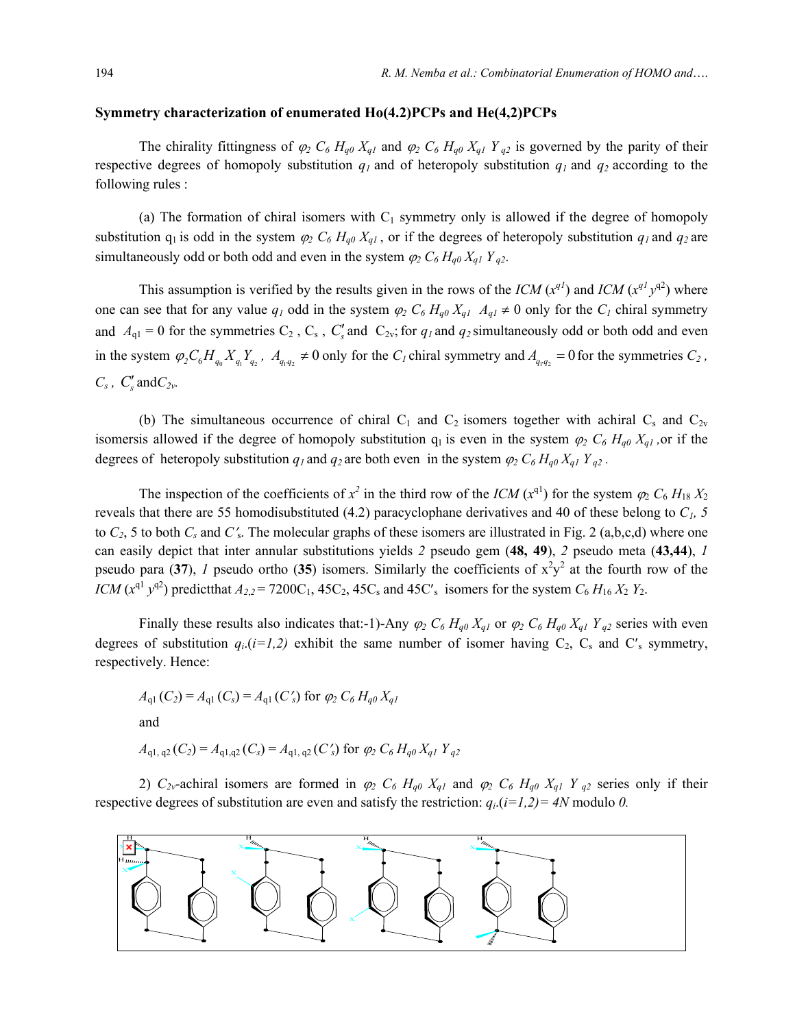### Symmetry characterization of enumerated Ho(4.2)PCPs and He(4,2)PCPs

The chirality fittingness of $\varphi_2\ C_6\ H_{q0}\ X_{q1}$ and $\varphi_2\ C_6\ H_{q0}\ X_{q1}\ Y_{q2}$ is governed by the parity of their respective degrees of homopoly substitution $q_1$ and of heteropoly substitution $q_1$ and $q_2$ according to the following rules :

(a) The formation of chiral isomers with $C_1$ symmetry only is allowed if the degree of homopoly substitution $q_1$ is odd in the system $\varphi_2\ C_6\ H_{q0}\ X_{q1}$, or if the degrees of heteropoly substitution $q_1$ and $q_2$ are simultaneously odd or both odd and even in the system $\varphi_2\ C_6\ H_{q0}\ X_{q1}\ Y_{q2}$.

This assumption is verified by the results given in the rows of the $ICM\ (x^{q1})$ and $ICM\ (x^{q1}\ y^{q2})$ where one can see that for any value $q_1$ odd in the system $\varphi_2\ C_6\ H_{q0}\ X_{q1}$ $A_{q1} \neq 0$ only for the $C_1$ chiral symmetry and $A_{q1} = 0$ for the symmetries $C_2$, $C_s$, $C'_s$ and $C_{2v}$; for $q_1$ and $q_2$ simultaneously odd or both odd and even in the system $\varphi_2 C_6 H_{q_0} X_{q_1} Y_{q_2}$, $A_{q_1 q_2} \neq 0$ only for the $C_1$ chiral symmetry and $A_{q_1 q_2} = 0$ for the symmetries $C_2$, $C_s$, $C'_s$ and $C_{2v}$.

(b) The simultaneous occurrence of chiral $C_1$ and $C_2$ isomers together with achiral $C_s$ and $C_{2v}$ isomersis allowed if the degree of homopoly substitution $q_1$ is even in the system $\varphi_2\ C_6\ H_{q0}\ X_{q1}$ ,or if the degrees of heteropoly substitution $q_1$ and $q_2$ are both even in the system $\varphi_2\ C_6\ H_{q0}\ X_{q1}\ Y_{q2}$ .

The inspection of the coefficients of $x^2$ in the third row of the $ICM\ (x^{q1})$ for the system $\varphi_2\ C_6\ H_{18}\ X_2$ reveals that there are 55 homodisubstituted (4.2) paracyclophane derivatives and 40 of these belong to $C_1$, 5 to $C_2$, 5 to both $C_s$ and $C'_s$. The molecular graphs of these isomers are illustrated in Fig. 2 (a,b,c,d) where one can easily depict that inter annular substitutions yields *2* pseudo gem (**48, 49**), *2* pseudo meta (**43,44**), *1* pseudo para (**37**), *1* pseudo ortho (**35**) isomers. Similarly the coefficients of $x^2y^2$ at the fourth row of the $ICM\ (x^{q1}\ y^{q2})$ predictthat $A_{2,2}$ = 7200$C_1$, 45$C_2$, 45$C_s$ and 45$C'_s$ isomers for the system $C_6\ H_{16}\ X_2\ Y_2$.

Finally these results also indicates that:-1)-Any $\varphi_2\ C_6\ H_{q0}\ X_{q1}$ or $\varphi_2\ C_6\ H_{q0}\ X_{q1}\ Y_{q2}$ series with even degrees of substitution $q_i.(i=1,2)$ exhibit the same number of isomer having $C_2$, $C_s$ and $C'_s$ symmetry, respectively. Hence:

$A_{q1}\ (C_2) = A_{q1}\ (C_s) = A_{q1}\ (C'_s)$ for $\varphi_2\ C_6\ H_{q0}\ X_{q1}$

and

$A_{q1,\ q2}\ (C_2) = A_{q1,q2}\ (C_s) = A_{q1,\ q2}\ (C'_s)$ for $\varphi_2\ C_6\ H_{q0}\ X_{q1}\ Y_{q2}$

2) $C_{2v}$-achiral isomers are formed in $\varphi_2\ C_6\ H_{q0}\ X_{q1}$ and $\varphi_2\ C_6\ H_{q0}\ X_{q1}\ Y_{q2}$ series only if their respective degrees of substitution are even and satisfy the restriction: $q_i.(i=1,2) = 4N$ modulo $0$.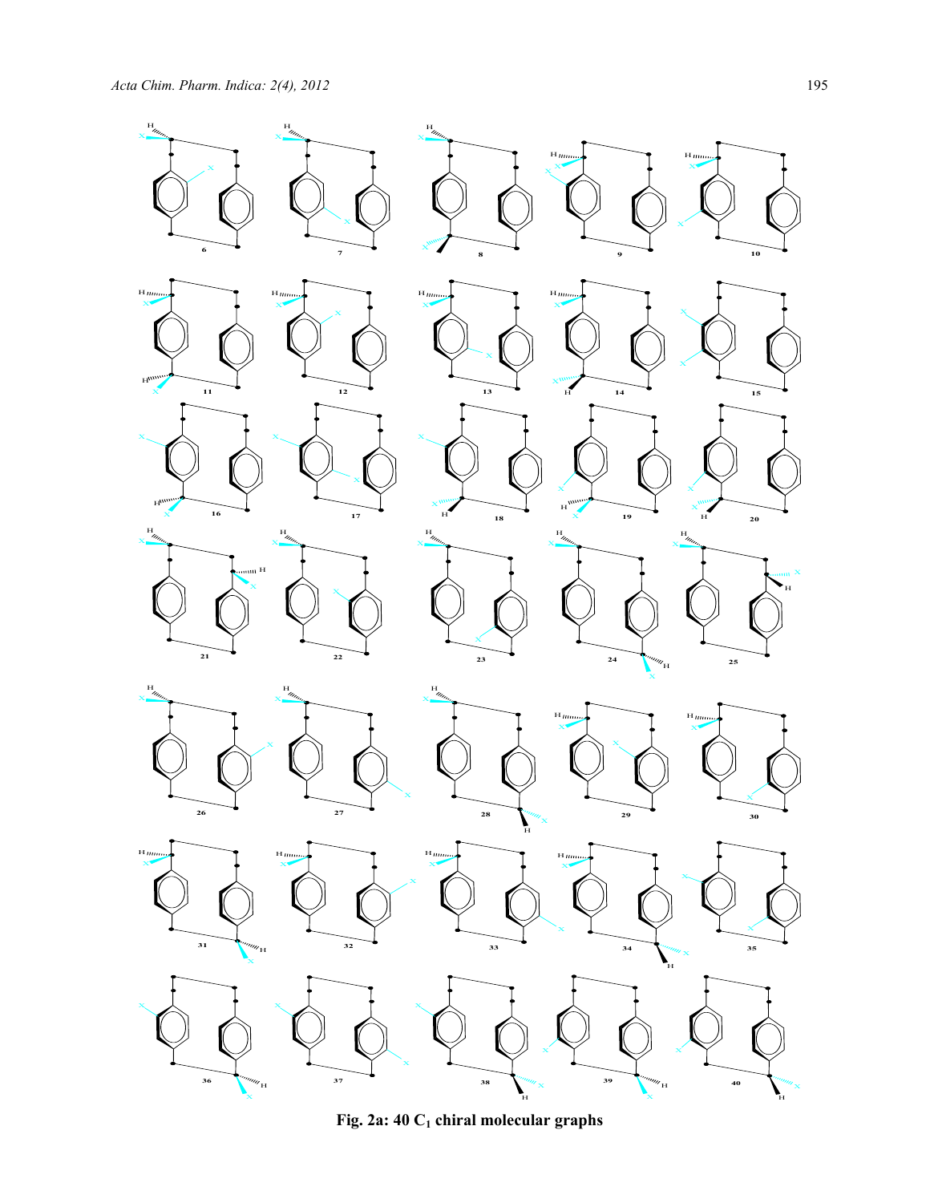**Fig. 2a: 40 $C_1$ chiral molecular graphs**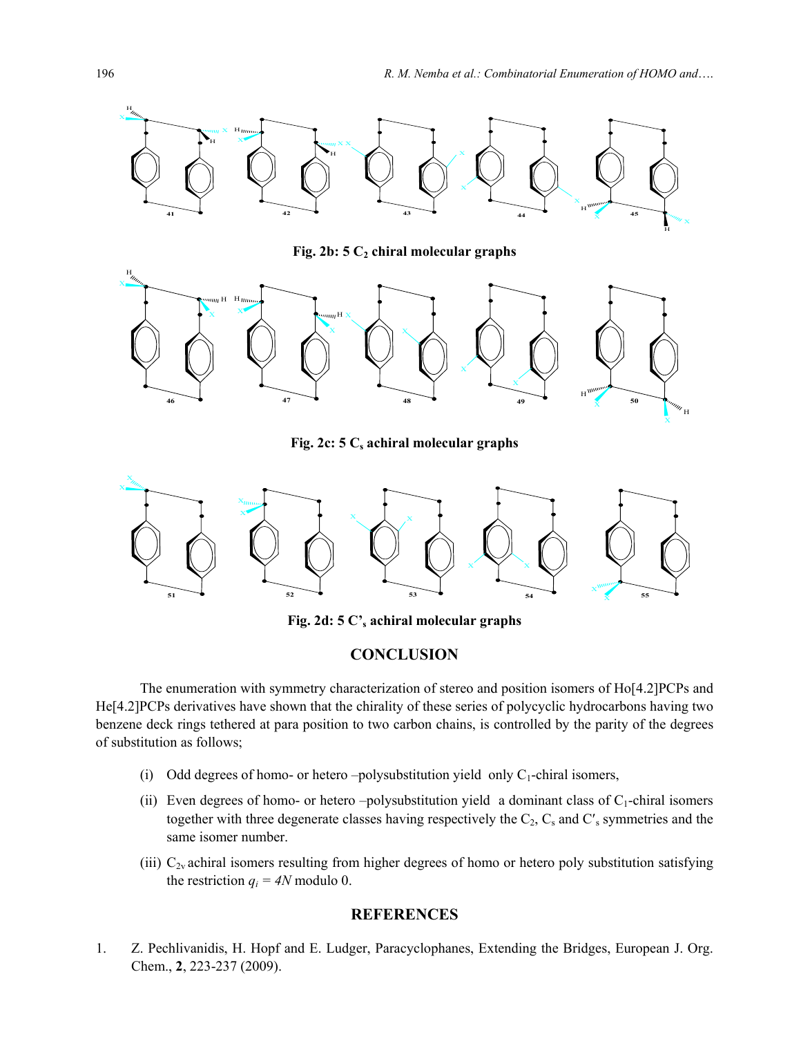**Fig. 2b: 5 $C_2$ chiral molecular graphs**

**Fig. 2c: 5 $C_s$ achiral molecular graphs**

**Fig. 2d: 5 $C'_s$ achiral molecular graphs**

## CONCLUSION

The enumeration with symmetry characterization of stereo and position isomers of Ho[4.2]PCPs and He[4.2]PCPs derivatives have shown that the chirality of these series of polycyclic hydrocarbons having two benzene deck rings tethered at para position to two carbon chains, is controlled by the parity of the degrees of substitution as follows;

(i) Odd degrees of homo- or hetero –polysubstitution yield only $C_1$-chiral isomers,

(ii) Even degrees of homo- or hetero –polysubstitution yield a dominant class of $C_1$-chiral isomers together with three degenerate classes having respectively the $C_2$, $C_s$ and $C'_s$ symmetries and the same isomer number.

(iii) $C_{2v}$ achiral isomers resulting from higher degrees of homo or hetero poly substitution satisfying the restriction $q_i = 4N$ modulo 0.

## REFERENCES

1. Z. Pechlivanidis, H. Hopf and E. Ludger, Paracyclophanes, Extending the Bridges, European J. Org. Chem., **2**, 223-237 (2009).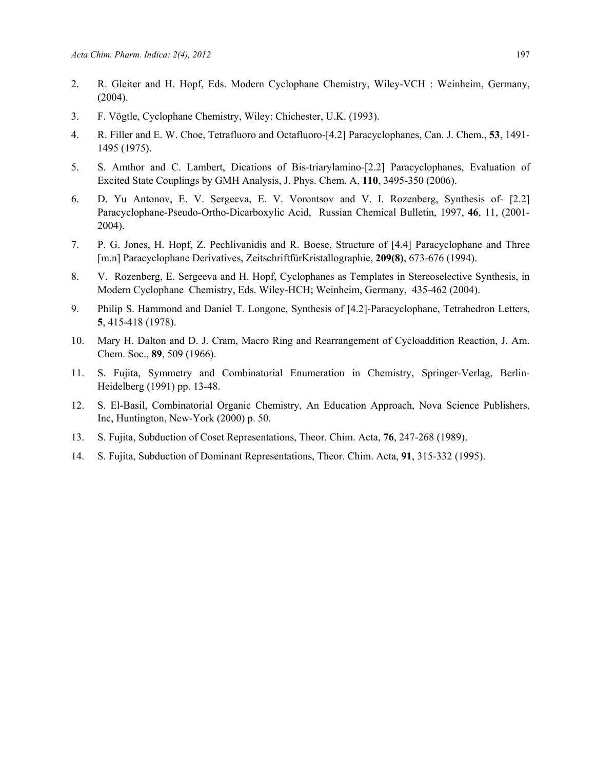2. R. Gleiter and H. Hopf, Eds. Modern Cyclophane Chemistry, Wiley-VCH : Weinheim, Germany, (2004).
3. F. Vögtle, Cyclophane Chemistry, Wiley: Chichester, U.K. (1993).
4. R. Filler and E. W. Choe, Tetrafluoro and Octafluoro-[4.2] Paracyclophanes, Can. J. Chem., **53**, 1491-1495 (1975).
5. S. Amthor and C. Lambert, Dications of Bis-triarylamino-[2.2] Paracyclophanes, Evaluation of Excited State Couplings by GMH Analysis, J. Phys. Chem. A, **110**, 3495-350 (2006).
6. D. Yu Antonov, E. V. Sergeeva, E. V. Vorontsov and V. I. Rozenberg, Synthesis of- [2.2] Paracyclophane-Pseudo-Ortho-Dicarboxylic Acid, Russian Chemical Bulletin, 1997, **46**, 11, (2001-2004).
7. P. G. Jones, H. Hopf, Z. Pechlivanidis and R. Boese, Structure of [4.4] Paracyclophane and Three [m.n] Paracyclophane Derivatives, ZeitschriftfürKristallographie, **209(8)**, 673-676 (1994).
8. V. Rozenberg, E. Sergeeva and H. Hopf, Cyclophanes as Templates in Stereoselective Synthesis, in Modern Cyclophane Chemistry, Eds. Wiley-HCH; Weinheim, Germany, 435-462 (2004).
9. Philip S. Hammond and Daniel T. Longone, Synthesis of [4.2]-Paracyclophane, Tetrahedron Letters, **5**, 415-418 (1978).
10. Mary H. Dalton and D. J. Cram, Macro Ring and Rearrangement of Cycloaddition Reaction, J. Am. Chem. Soc., **89**, 509 (1966).
11. S. Fujita, Symmetry and Combinatorial Enumeration in Chemistry, Springer-Verlag, Berlin-Heidelberg (1991) pp. 13-48.
12. S. El-Basil, Combinatorial Organic Chemistry, An Education Approach, Nova Science Publishers, Inc, Huntington, New-York (2000) p. 50.
13. S. Fujita, Subduction of Coset Representations, Theor. Chim. Acta, **76**, 247-268 (1989).
14. S. Fujita, Subduction of Dominant Representations, Theor. Chim. Acta, **91**, 315-332 (1995).